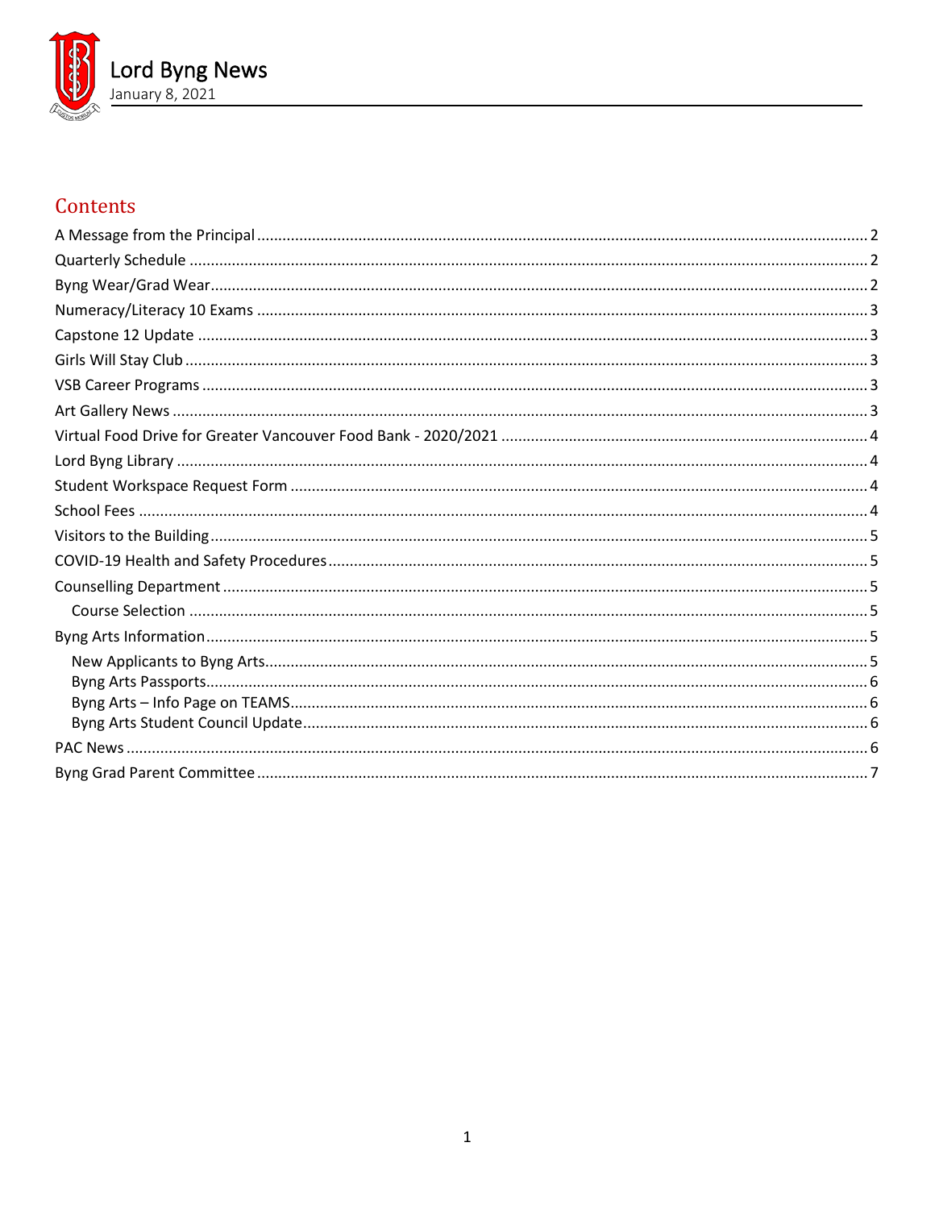# Lord Byng News

January 8, 2021

## Contents

- A Message from the Principal ..... 2
- Quarterly Schedule ..... 2
- Byng Wear/Grad Wear ..... 2
- Numeracy/Literacy 10 Exams ..... 3
- Capstone 12 Update ..... 3
- Girls Will Stay Club ..... 3
- VSB Career Programs ..... 3
- Art Gallery News ..... 3
- Virtual Food Drive for Greater Vancouver Food Bank - 2020/2021 ..... 4
- Lord Byng Library ..... 4
- Student Workspace Request Form ..... 4
- School Fees ..... 4
- Visitors to the Building ..... 5
- COVID-19 Health and Safety Procedures ..... 5
- Counselling Department ..... 5
  - Course Selection ..... 5
- Byng Arts Information ..... 5
  - New Applicants to Byng Arts ..... 5
  - Byng Arts Passports ..... 6
  - Byng Arts – Info Page on TEAMS ..... 6
  - Byng Arts Student Council Update ..... 6
- PAC News ..... 6
- Byng Grad Parent Committee ..... 7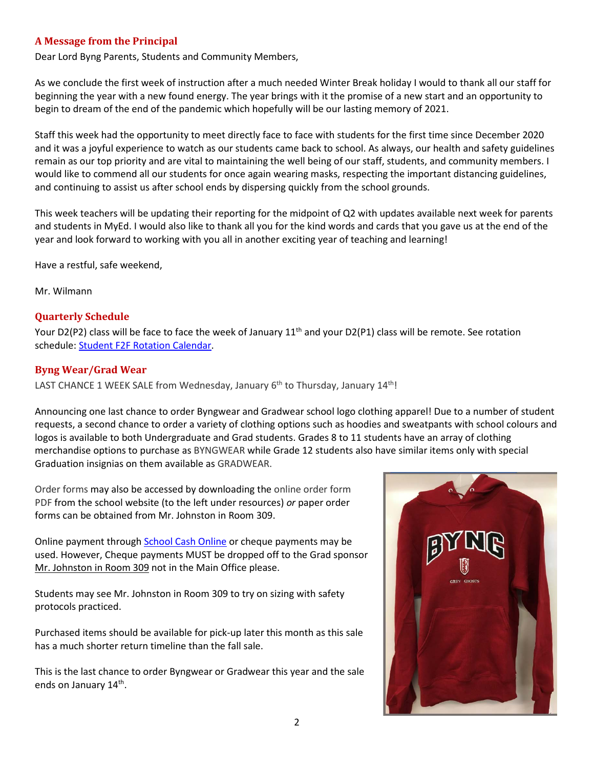## A Message from the Principal

Dear Lord Byng Parents, Students and Community Members,

As we conclude the first week of instruction after a much needed Winter Break holiday I would to thank all our staff for beginning the year with a new found energy. The year brings with it the promise of a new start and an opportunity to begin to dream of the end of the pandemic which hopefully will be our lasting memory of 2021.

Staff this week had the opportunity to meet directly face to face with students for the first time since December 2020 and it was a joyful experience to watch as our students came back to school. As always, our health and safety guidelines remain as our top priority and are vital to maintaining the well being of our staff, students, and community members. I would like to commend all our students for once again wearing masks, respecting the important distancing guidelines, and continuing to assist us after school ends by dispersing quickly from the school grounds.

This week teachers will be updating their reporting for the midpoint of Q2 with updates available next week for parents and students in MyEd. I would also like to thank all you for the kind words and cards that you gave us at the end of the year and look forward to working with you all in another exciting year of teaching and learning!

Have a restful, safe weekend,

Mr. Wilmann

## Quarterly Schedule

Your D2(P2) class will be face to face the week of January 11th and your D2(P1) class will be remote. See rotation schedule: Student F2F Rotation Calendar.

## Byng Wear/Grad Wear

LAST CHANCE 1 WEEK SALE from Wednesday, January 6th to Thursday, January 14th!

Announcing one last chance to order Byngwear and Gradwear school logo clothing apparel! Due to a number of student requests, a second chance to order a variety of clothing options such as hoodies and sweatpants with school colours and logos is available to both Undergraduate and Grad students. Grades 8 to 11 students have an array of clothing merchandise options to purchase as BYNGWEAR while Grade 12 students also have similar items only with special Graduation insignias on them available as GRADWEAR.

Order forms may also be accessed by downloading the online order form PDF from the school website (to the left under resources) *or* paper order forms can be obtained from Mr. Johnston in Room 309.

Online payment through School Cash Online or cheque payments may be used. However, Cheque payments MUST be dropped off to the Grad sponsor Mr. Johnston in Room 309 not in the Main Office please.

Students may see Mr. Johnston in Room 309 to try on sizing with safety protocols practiced.

Purchased items should be available for pick-up later this month as this sale has a much shorter return timeline than the fall sale.

This is the last chance to order Byngwear or Gradwear this year and the sale ends on January 14th.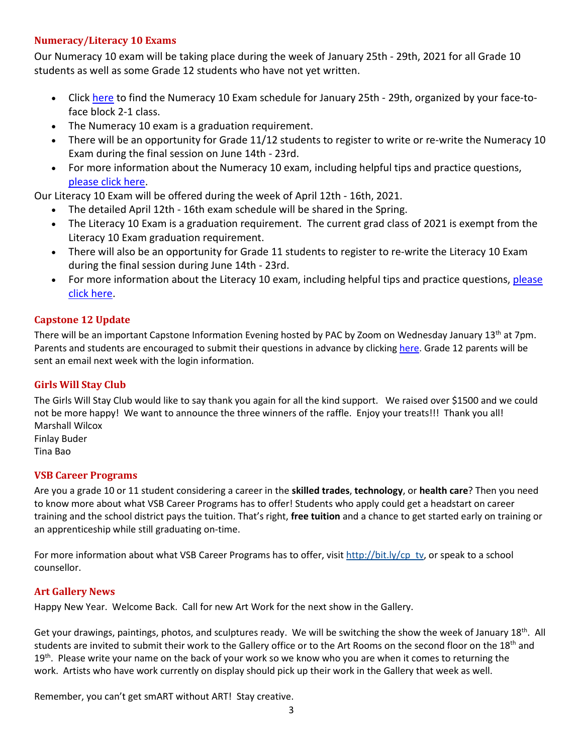### Numeracy/Literacy 10 Exams

Our Numeracy 10 exam will be taking place during the week of January 25th - 29th, 2021 for all Grade 10 students as well as some Grade 12 students who have not yet written.

- Click here to find the Numeracy 10 Exam schedule for January 25th - 29th, organized by your face-to-face block 2-1 class.
- The Numeracy 10 exam is a graduation requirement.
- There will be an opportunity for Grade 11/12 students to register to write or re-write the Numeracy 10 Exam during the final session on June 14th - 23rd.
- For more information about the Numeracy 10 exam, including helpful tips and practice questions, please click here.

Our Literacy 10 Exam will be offered during the week of April 12th - 16th, 2021.

- The detailed April 12th - 16th exam schedule will be shared in the Spring.
- The Literacy 10 Exam is a graduation requirement. The current grad class of 2021 is exempt from the Literacy 10 Exam graduation requirement.
- There will also be an opportunity for Grade 11 students to register to re-write the Literacy 10 Exam during the final session during June 14th - 23rd.
- For more information about the Literacy 10 exam, including helpful tips and practice questions, please click here.

### Capstone 12 Update

There will be an important Capstone Information Evening hosted by PAC by Zoom on Wednesday January 13th at 7pm. Parents and students are encouraged to submit their questions in advance by clicking here. Grade 12 parents will be sent an email next week with the login information.

### Girls Will Stay Club

The Girls Will Stay Club would like to say thank you again for all the kind support. We raised over $1500 and we could not be more happy! We want to announce the three winners of the raffle. Enjoy your treats!!! Thank you all!
Marshall Wilcox
Finlay Buder
Tina Bao

### VSB Career Programs

Are you a grade 10 or 11 student considering a career in the **skilled trades**, **technology**, or **health care**? Then you need to know more about what VSB Career Programs has to offer! Students who apply could get a headstart on career training and the school district pays the tuition. That's right, **free tuition** and a chance to get started early on training or an apprenticeship while still graduating on-time.

For more information about what VSB Career Programs has to offer, visit http://bit.ly/cp_tv, or speak to a school counsellor.

### Art Gallery News

Happy New Year. Welcome Back. Call for new Art Work for the next show in the Gallery.

Get your drawings, paintings, photos, and sculptures ready. We will be switching the show the week of January 18th. All students are invited to submit their work to the Gallery office or to the Art Rooms on the second floor on the 18th and 19th. Please write your name on the back of your work so we know who you are when it comes to returning the work. Artists who have work currently on display should pick up their work in the Gallery that week as well.

Remember, you can't get smART without ART! Stay creative.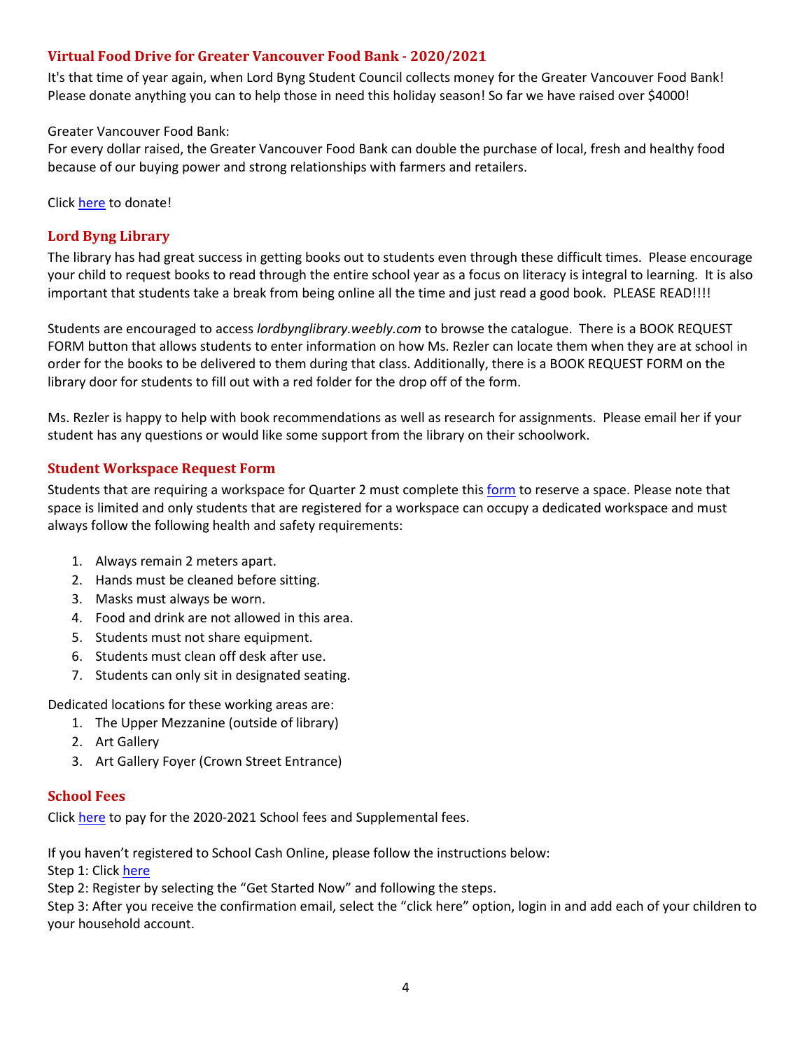## Virtual Food Drive for Greater Vancouver Food Bank - 2020/2021

It's that time of year again, when Lord Byng Student Council collects money for the Greater Vancouver Food Bank! Please donate anything you can to help those in need this holiday season! So far we have raised over $4000!

Greater Vancouver Food Bank:
For every dollar raised, the Greater Vancouver Food Bank can double the purchase of local, fresh and healthy food because of our buying power and strong relationships with farmers and retailers.

Click here to donate!

## Lord Byng Library

The library has had great success in getting books out to students even through these difficult times. Please encourage your child to request books to read through the entire school year as a focus on literacy is integral to learning. It is also important that students take a break from being online all the time and just read a good book. PLEASE READ!!!!

Students are encouraged to access *lordbynglibrary.weebly.com* to browse the catalogue. There is a BOOK REQUEST FORM button that allows students to enter information on how Ms. Rezler can locate them when they are at school in order for the books to be delivered to them during that class. Additionally, there is a BOOK REQUEST FORM on the library door for students to fill out with a red folder for the drop off of the form.

Ms. Rezler is happy to help with book recommendations as well as research for assignments. Please email her if your student has any questions or would like some support from the library on their schoolwork.

## Student Workspace Request Form

Students that are requiring a workspace for Quarter 2 must complete this form to reserve a space. Please note that space is limited and only students that are registered for a workspace can occupy a dedicated workspace and must always follow the following health and safety requirements:

1. Always remain 2 meters apart.
2. Hands must be cleaned before sitting.
3. Masks must always be worn.
4. Food and drink are not allowed in this area.
5. Students must not share equipment.
6. Students must clean off desk after use.
7. Students can only sit in designated seating.

Dedicated locations for these working areas are:

1. The Upper Mezzanine (outside of library)
2. Art Gallery
3. Art Gallery Foyer (Crown Street Entrance)

## School Fees

Click here to pay for the 2020-2021 School fees and Supplemental fees.

If you haven't registered to School Cash Online, please follow the instructions below:
Step 1: Click here
Step 2: Register by selecting the "Get Started Now" and following the steps.
Step 3: After you receive the confirmation email, select the "click here" option, login in and add each of your children to your household account.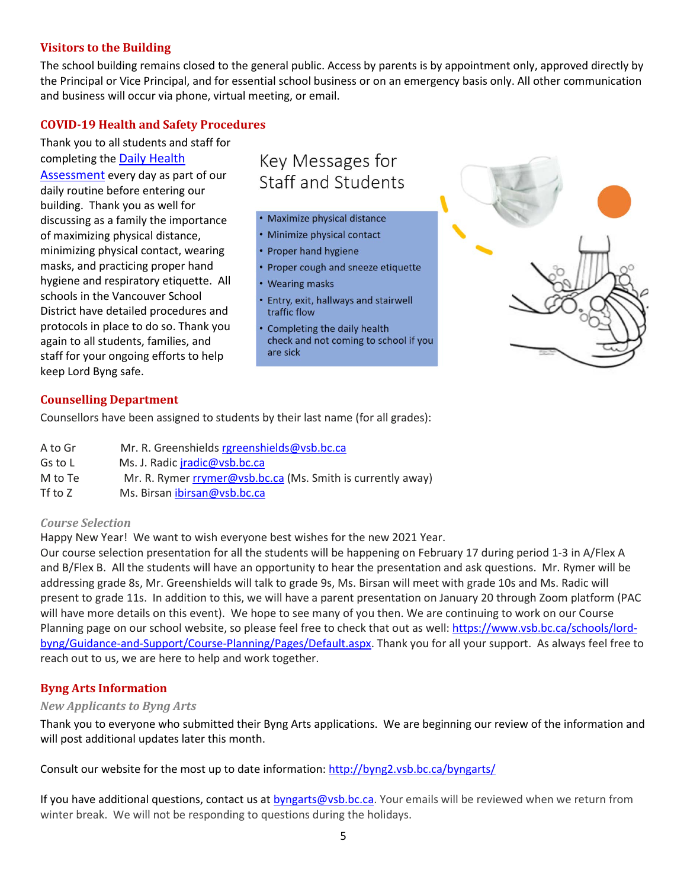## Visitors to the Building

The school building remains closed to the general public. Access by parents is by appointment only, approved directly by the Principal or Vice Principal, and for essential school business or on an emergency basis only. All other communication and business will occur via phone, virtual meeting, or email.

## COVID-19 Health and Safety Procedures

Thank you to all students and staff for completing the [Daily Health Assessment] every day as part of our daily routine before entering our building. Thank you as well for discussing as a family the importance of maximizing physical distance, minimizing physical contact, wearing masks, and practicing proper hand hygiene and respiratory etiquette. All schools in the Vancouver School District have detailed procedures and protocols in place to do so. Thank you again to all students, families, and staff for your ongoing efforts to help keep Lord Byng safe.

### Key Messages for Staff and Students

- Maximize physical distance
- Minimize physical contact
- Proper hand hygiene
- Proper cough and sneeze etiquette
- Wearing masks
- Entry, exit, hallways and stairwell traffic flow
- Completing the daily health check and not coming to school if you are sick

## Counselling Department

Counsellors have been assigned to students by their last name (for all grades):

| | |
|---|---|
| A to Gr | Mr. R. Greenshields rgreenshields@vsb.bc.ca |
| Gs to L | Ms. J. Radic jradic@vsb.bc.ca |
| M to Te | Mr. R. Rymer rrymer@vsb.bc.ca (Ms. Smith is currently away) |
| Tf to Z | Ms. Birsan ibirsan@vsb.bc.ca |

### *Course Selection*

Happy New Year! We want to wish everyone best wishes for the new 2021 Year.

Our course selection presentation for all the students will be happening on February 17 during period 1-3 in A/Flex A and B/Flex B. All the students will have an opportunity to hear the presentation and ask questions. Mr. Rymer will be addressing grade 8s, Mr. Greenshields will talk to grade 9s, Ms. Birsan will meet with grade 10s and Ms. Radic will present to grade 11s. In addition to this, we will have a parent presentation on January 20 through Zoom platform (PAC will have more details on this event). We hope to see many of you then. We are continuing to work on our Course Planning page on our school website, so please feel free to check that out as well: https://www.vsb.bc.ca/schools/lord-byng/Guidance-and-Support/Course-Planning/Pages/Default.aspx. Thank you for all your support. As always feel free to reach out to us, we are here to help and work together.

## Byng Arts Information

### *New Applicants to Byng Arts*

Thank you to everyone who submitted their Byng Arts applications. We are beginning our review of the information and will post additional updates later this month.

Consult our website for the most up to date information: http://byng2.vsb.bc.ca/byngarts/

If you have additional questions, contact us at byngarts@vsb.bc.ca. Your emails will be reviewed when we return from winter break. We will not be responding to questions during the holidays.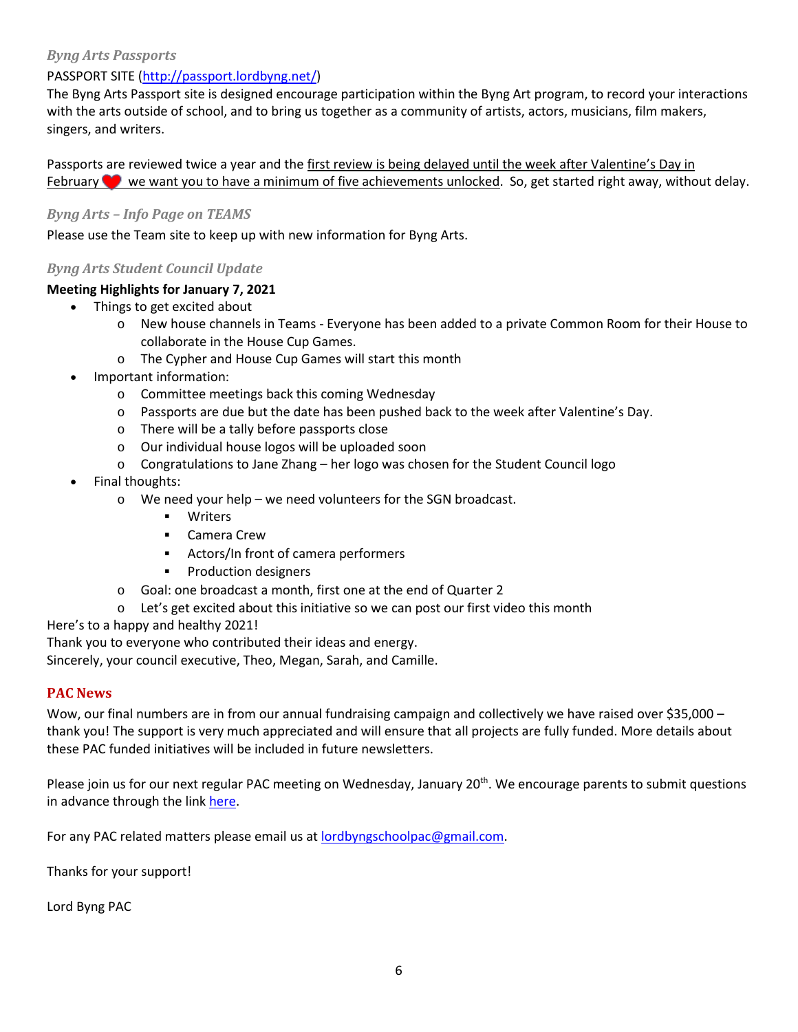### *Byng Arts Passports*

PASSPORT SITE ([http://passport.lordbyng.net/](http://passport.lordbyng.net/))

The Byng Arts Passport site is designed encourage participation within the Byng Art program, to record your interactions with the arts outside of school, and to bring us together as a community of artists, actors, musicians, film makers, singers, and writers.

Passports are reviewed twice a year and the <u>first review is being delayed until the week after Valentine's Day in February ❤️ we want you to have a minimum of five achievements unlocked</u>. So, get started right away, without delay.

### *Byng Arts – Info Page on TEAMS*

Please use the Team site to keep up with new information for Byng Arts.

### *Byng Arts Student Council Update*

**Meeting Highlights for January 7, 2021**

- Things to get excited about
  - New house channels in Teams - Everyone has been added to a private Common Room for their House to collaborate in the House Cup Games.
  - The Cypher and House Cup Games will start this month
- Important information:
  - Committee meetings back this coming Wednesday
  - Passports are due but the date has been pushed back to the week after Valentine's Day.
  - There will be a tally before passports close
  - Our individual house logos will be uploaded soon
  - Congratulations to Jane Zhang – her logo was chosen for the Student Council logo
- Final thoughts:
  - We need your help – we need volunteers for the SGN broadcast.
    - Writers
    - Camera Crew
    - Actors/In front of camera performers
    - Production designers
  - Goal: one broadcast a month, first one at the end of Quarter 2
  - Let's get excited about this initiative so we can post our first video this month

Here's to a happy and healthy 2021!
Thank you to everyone who contributed their ideas and energy.
Sincerely, your council executive, Theo, Megan, Sarah, and Camille.

## PAC News

Wow, our final numbers are in from our annual fundraising campaign and collectively we have raised over $35,000 – thank you! The support is very much appreciated and will ensure that all projects are fully funded. More details about these PAC funded initiatives will be included in future newsletters.

Please join us for our next regular PAC meeting on Wednesday, January 20th. We encourage parents to submit questions in advance through the link <u>here</u>.

For any PAC related matters please email us at [lordbyngschoolpac@gmail.com](mailto:lordbyngschoolpac@gmail.com).

Thanks for your support!

Lord Byng PAC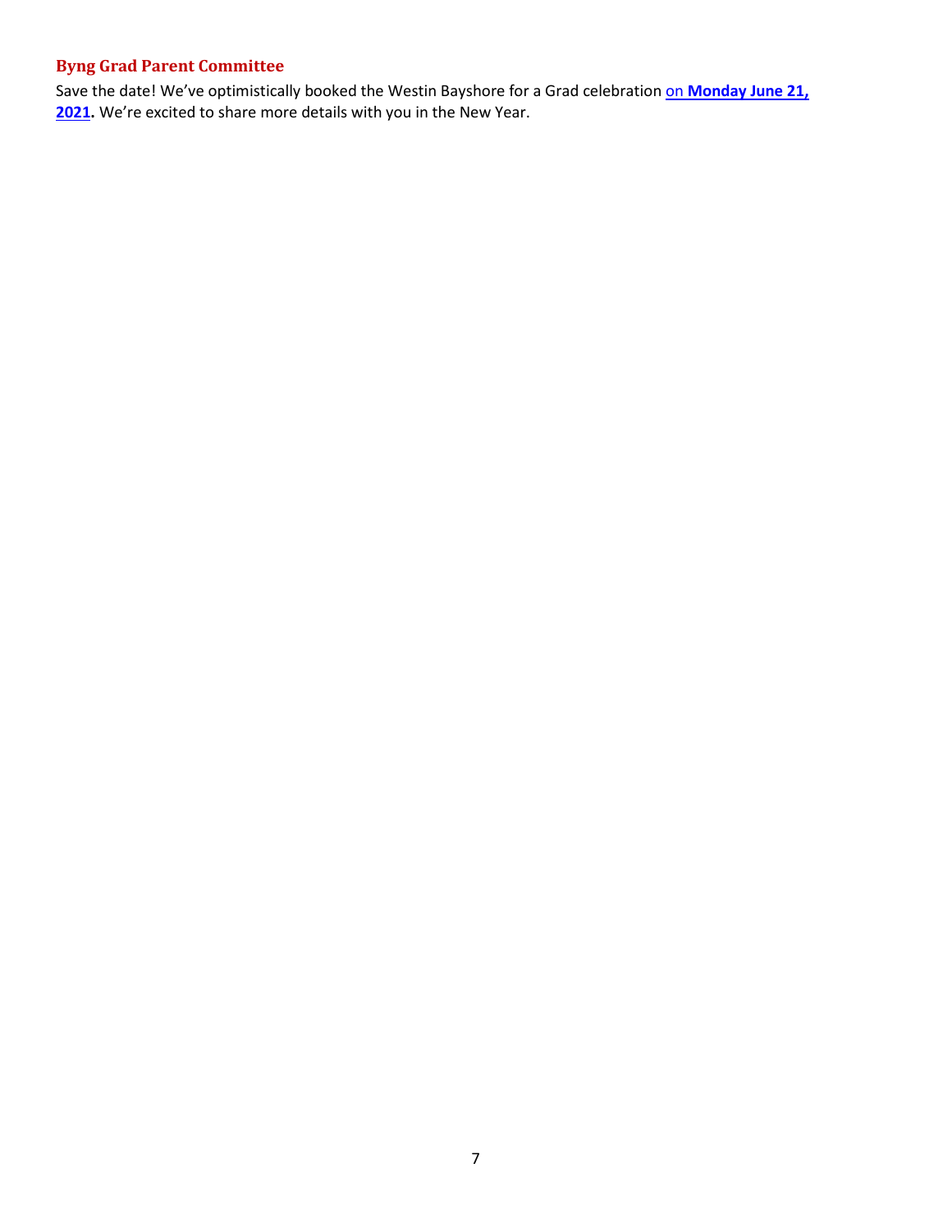### Byng Grad Parent Committee

Save the date! We've optimistically booked the Westin Bayshore for a Grad celebration on **Monday June 21, 2021.** We're excited to share more details with you in the New Year.